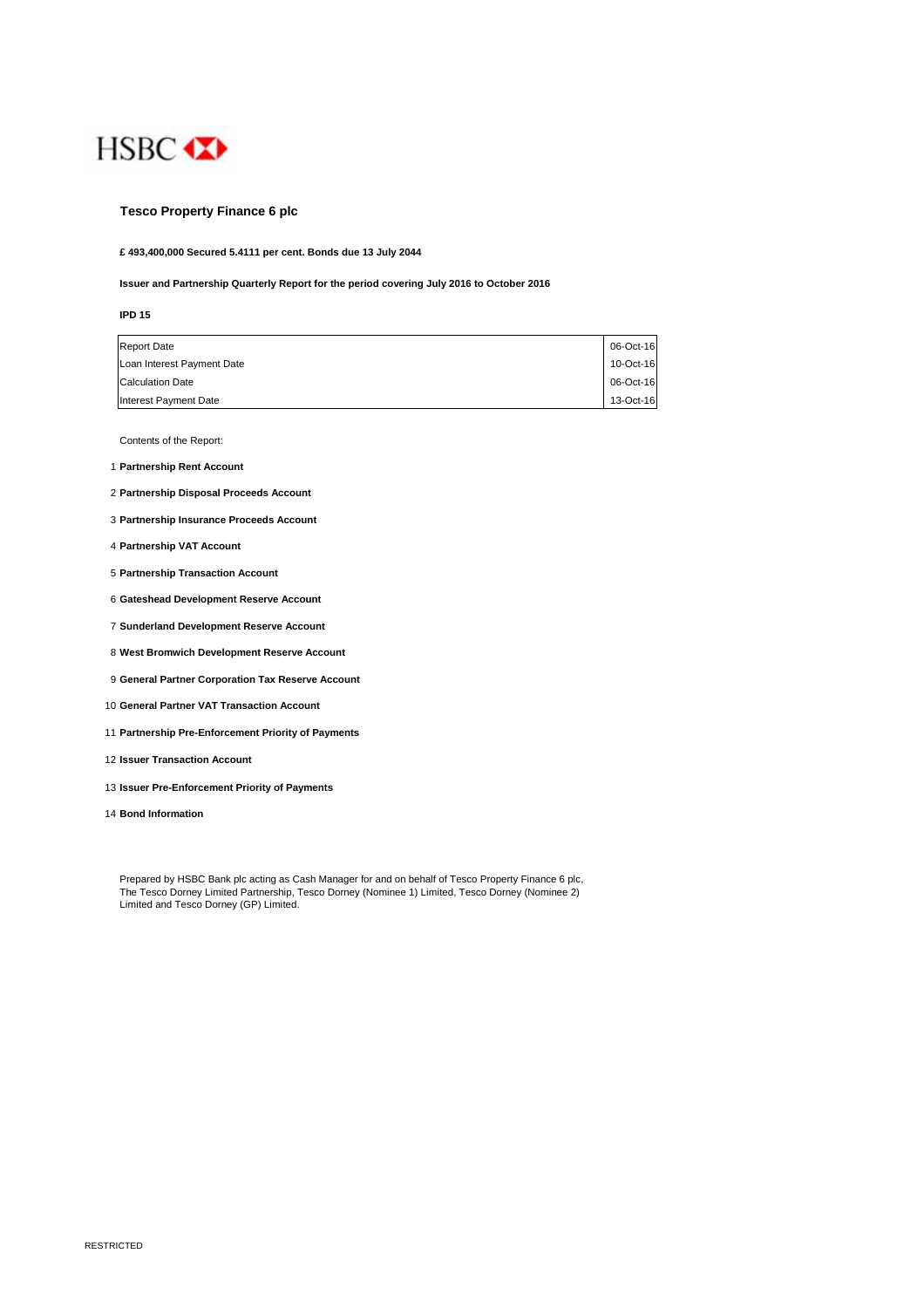HSBC

## Tesco Property Finance 6 plc

**£ 493,400,000 Secured 5.4111 per cent. Bonds due 13 July 2044**

**Issuer and Partnership Quarterly Report for the period covering July 2016 to October 2016**

**IPD 15**

| | |
|---|---|
| Report Date | 06-Oct-16 |
| Loan Interest Payment Date | 10-Oct-16 |
| Calculation Date | 06-Oct-16 |
| Interest Payment Date | 13-Oct-16 |

Contents of the Report:

1. **Partnership Rent Account**
2. **Partnership Disposal Proceeds Account**
3. **Partnership Insurance Proceeds Account**
4. **Partnership VAT Account**
5. **Partnership Transaction Account**
6. **Gateshead Development Reserve Account**
7. **Sunderland Development Reserve Account**
8. **West Bromwich Development Reserve Account**
9. **General Partner Corporation Tax Reserve Account**
10. **General Partner VAT Transaction Account**
11. **Partnership Pre-Enforcement Priority of Payments**
12. **Issuer Transaction Account**
13. **Issuer Pre-Enforcement Priority of Payments**
14. **Bond Information**

Prepared by HSBC Bank plc acting as Cash Manager for and on behalf of Tesco Property Finance 6 plc, The Tesco Dorney Limited Partnership, Tesco Dorney (Nominee 1) Limited, Tesco Dorney (Nominee 2) Limited and Tesco Dorney (GP) Limited.

RESTRICTED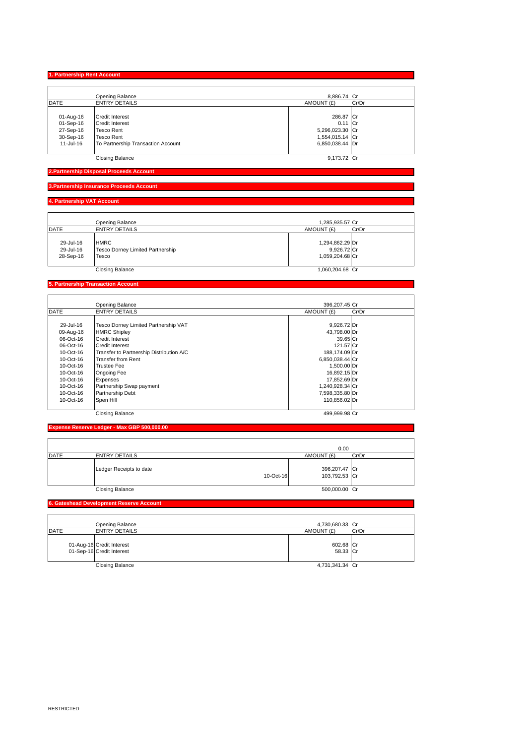## 1. Partnership Rent Account

| DATE | ENTRY DETAILS | AMOUNT (£) | Cr/Dr |
|---|---|---|---|
| | Opening Balance | 8,886.74 | Cr |
| 01-Aug-16 | Credit Interest | 286.87 | Cr |
| 01-Sep-16 | Credit Interest | 0.11 | Cr |
| 27-Sep-16 | Tesco Rent | 5,296,023.30 | Cr |
| 30-Sep-16 | Tesco Rent | 1,554,015.14 | Cr |
| 11-Jul-16 | To Partnership Transaction Account | 6,850,038.44 | Dr |
| | Closing Balance | 9,173.72 | Cr |

## 2.Partnership Disposal Proceeds Account

## 3.Partnership Insurance Proceeds Account

## 4. Partnership VAT Account

| DATE | ENTRY DETAILS | AMOUNT (£) | Cr/Dr |
|---|---|---|---|
| | Opening Balance | 1,285,935.57 | Cr |
| 29-Jul-16 | HMRC | 1,294,862.29 | Dr |
| 29-Jul-16 | Tesco Dorney Limited Partnership | 9,926.72 | Cr |
| 28-Sep-16 | Tesco | 1,059,204.68 | Cr |
| | Closing Balance | 1,060,204.68 | Cr |

## 5. Partnership Transaction Account

| DATE | ENTRY DETAILS | AMOUNT (£) | Cr/Dr |
|---|---|---|---|
| | Opening Balance | 396,207.45 | Cr |
| 29-Jul-16 | Tesco Dorney Limited Partnership VAT | 9,926.72 | Dr |
| 09-Aug-16 | HMRC Shipley | 43,798.00 | Dr |
| 06-Oct-16 | Credit Interest | 39.65 | Cr |
| 06-Oct-16 | Credit Interest | 121.57 | Cr |
| 10-Oct-16 | Transfer to Partnership Distribution A/C | 188,174.09 | Dr |
| 10-Oct-16 | Transfer from Rent | 6,850,038.44 | Cr |
| 10-Oct-16 | Trustee Fee | 1,500.00 | Dr |
| 10-Oct-16 | Ongoing Fee | 16,892.15 | Dr |
| 10-Oct-16 | Expenses | 17,852.69 | Dr |
| 10-Oct-16 | Partnership Swap payment | 1,240,928.34 | Cr |
| 10-Oct-16 | Partnership Debt | 7,598,335.80 | Dr |
| 10-Oct-16 | Spen Hill | 110,856.02 | Dr |
| | Closing Balance | 499,999.98 | Cr |

## Expense Reserve Ledger - Max GBP 500,000.00

| DATE | ENTRY DETAILS | | AMOUNT (£) | Cr/Dr |
|---|---|---|---|---|
| | | | 0.00 | |
| | Ledger Receipts to date | | 396,207.47 | Cr |
| | | 10-Oct-16 | 103,792.53 | Cr |
| | Closing Balance | | 500,000.00 | Cr |

## 6. Gateshead Development Reserve Account

| DATE | ENTRY DETAILS | AMOUNT (£) | Cr/Dr |
|---|---|---|---|
| | Opening Balance | 4,730,680.33 | Cr |
| 01-Aug-16 | Credit Interest | 602.68 | Cr |
| 01-Sep-16 | Credit Interest | 58.33 | Cr |
| | Closing Balance | 4,731,341.34 | Cr |

RESTRICTED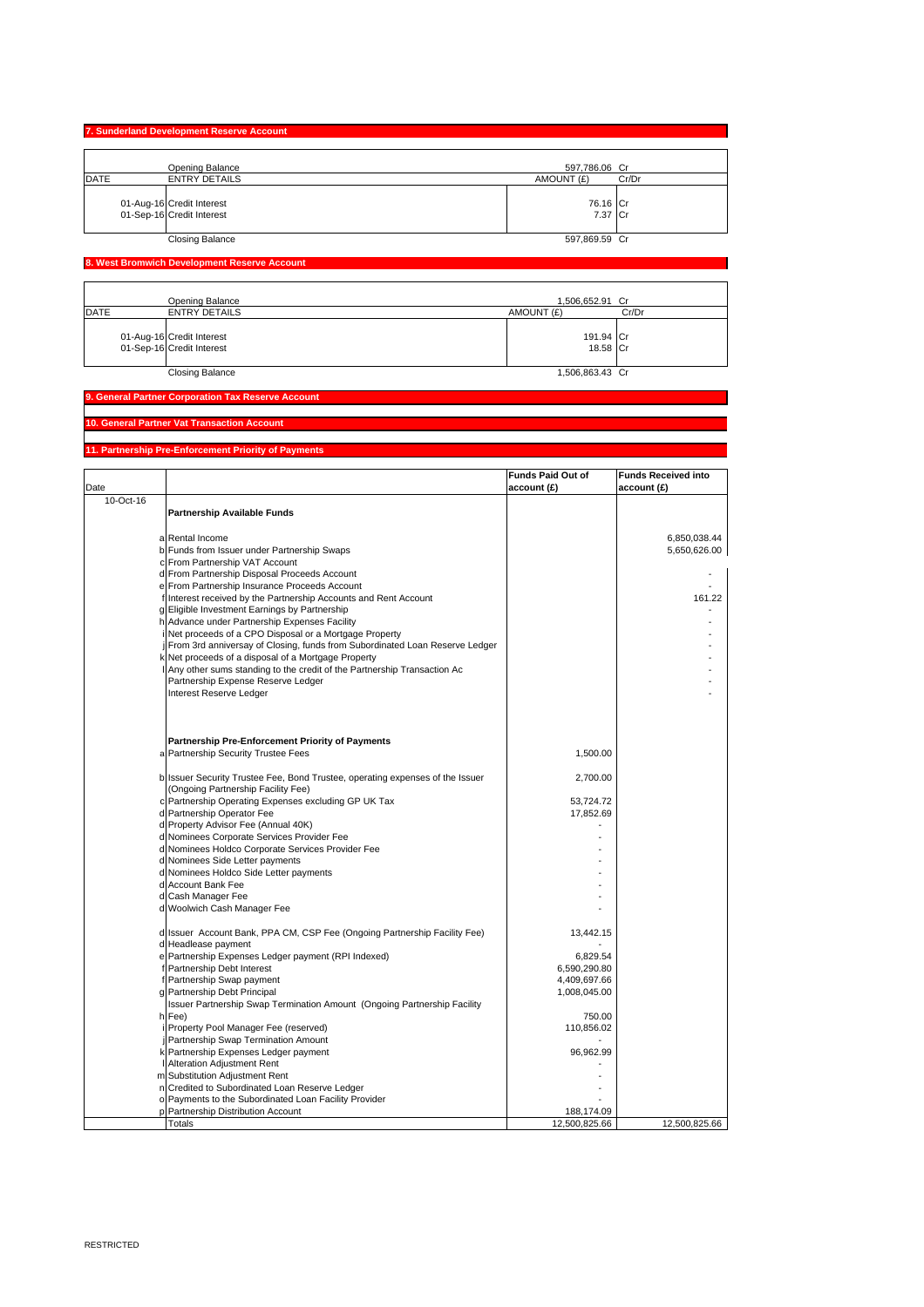## 7. Sunderland Development Reserve Account

| DATE | ENTRY DETAILS | AMOUNT (£) | Cr/Dr |
|---|---|---|---|
| | Opening Balance | 597,786.06 | Cr |
| 01-Aug-16 | Credit Interest | 76.16 | Cr |
| 01-Sep-16 | Credit Interest | 7.37 | Cr |
| | Closing Balance | 597,869.59 | Cr |

## 8. West Bromwich Development Reserve Account

| DATE | ENTRY DETAILS | AMOUNT (£) | Cr/Dr |
|---|---|---|---|
| | Opening Balance | 1,506,652.91 | Cr |
| 01-Aug-16 | Credit Interest | 191.94 | Cr |
| 01-Sep-16 | Credit Interest | 18.58 | Cr |
| | Closing Balance | 1,506,863.43 | Cr |

## 9. General Partner Corporation Tax Reserve Account

## 10. General Partner Vat Transaction Account

## 11. Partnership Pre-Enforcement Priority of Payments

| Date | | | Funds Paid Out of account (£) | Funds Received into account (£) |
|---|---|---|---|---|
| 10-Oct-16 | | **Partnership Available Funds** | | |
| | a | Rental Income | | 6,850,038.44 |
| | b | Funds from Issuer under Partnership Swaps | | 5,650,626.00 |
| | c | From Partnership VAT Account | | |
| | d | From Partnership Disposal Proceeds Account | | - |
| | e | From Partnership Insurance Proceeds Account | | - |
| | f | Interest received by the Partnership Accounts and Rent Account | | 161.22 |
| | g | Eligible Investment Earnings by Partnership | | - |
| | h | Advance under Partnership Expenses Facility | | - |
| | i | Net proceeds of a CPO Disposal or a Mortgage Property | | - |
| | j | From 3rd anniversay of Closing, funds from Subordinated Loan Reserve Ledger | | - |
| | k | Net proceeds of a disposal of a Mortgage Property | | - |
| | l | Any other sums standing to the credit of the Partnership Transaction Ac | | - |
| | | Partnership Expense Reserve Ledger | | - |
| | | Interest Reserve Ledger | | - |
| | | **Partnership Pre-Enforcement Priority of Payments** | | |
| | a | Partnership Security Trustee Fees | 1,500.00 | |
| | b | Issuer Security Trustee Fee, Bond Trustee, operating expenses of the Issuer (Ongoing Partnership Facility Fee) | 2,700.00 | |
| | c | Partnership Operating Expenses excluding GP UK Tax | 53,724.72 | |
| | d | Partnership Operator Fee | 17,852.69 | |
| | d | Property Advisor Fee (Annual 40K) | - | |
| | d | Nominees Corporate Services Provider Fee | - | |
| | d | Nominees Holdco Corporate Services Provider Fee | - | |
| | d | Nominees Side Letter payments | - | |
| | d | Nominees Holdco Side Letter payments | - | |
| | d | Account Bank Fee | - | |
| | d | Cash Manager Fee | - | |
| | d | Woolwich Cash Manager Fee | - | |
| | d | Issuer Account Bank, PPA CM, CSP Fee (Ongoing Partnership Facility Fee) | 13,442.15 | |
| | d | Headlease payment | - | |
| | e | Partnership Expenses Ledger payment (RPI Indexed) | 6,829.54 | |
| | f | Partnership Debt Interest | 6,590,290.80 | |
| | f | Partnership Swap payment | 4,409,697.66 | |
| | g | Partnership Debt Principal | 1,008,045.00 | |
| | h | Issuer Partnership Swap Termination Amount (Ongoing Partnership Facility Fee) | 750.00 | |
| | i | Property Pool Manager Fee (reserved) | 110,856.02 | |
| | j | Partnership Swap Termination Amount | - | |
| | k | Partnership Expenses Ledger payment | 96,962.99 | |
| | l | Alteration Adjustment Rent | - | |
| | m | Substitution Adjustment Rent | - | |
| | n | Credited to Subordinated Loan Reserve Ledger | - | |
| | o | Payments to the Subordinated Loan Facility Provider | - | |
| | p | Partnership Distribution Account | 188,174.09 | |
| | | Totals | 12,500,825.66 | 12,500,825.66 |

RESTRICTED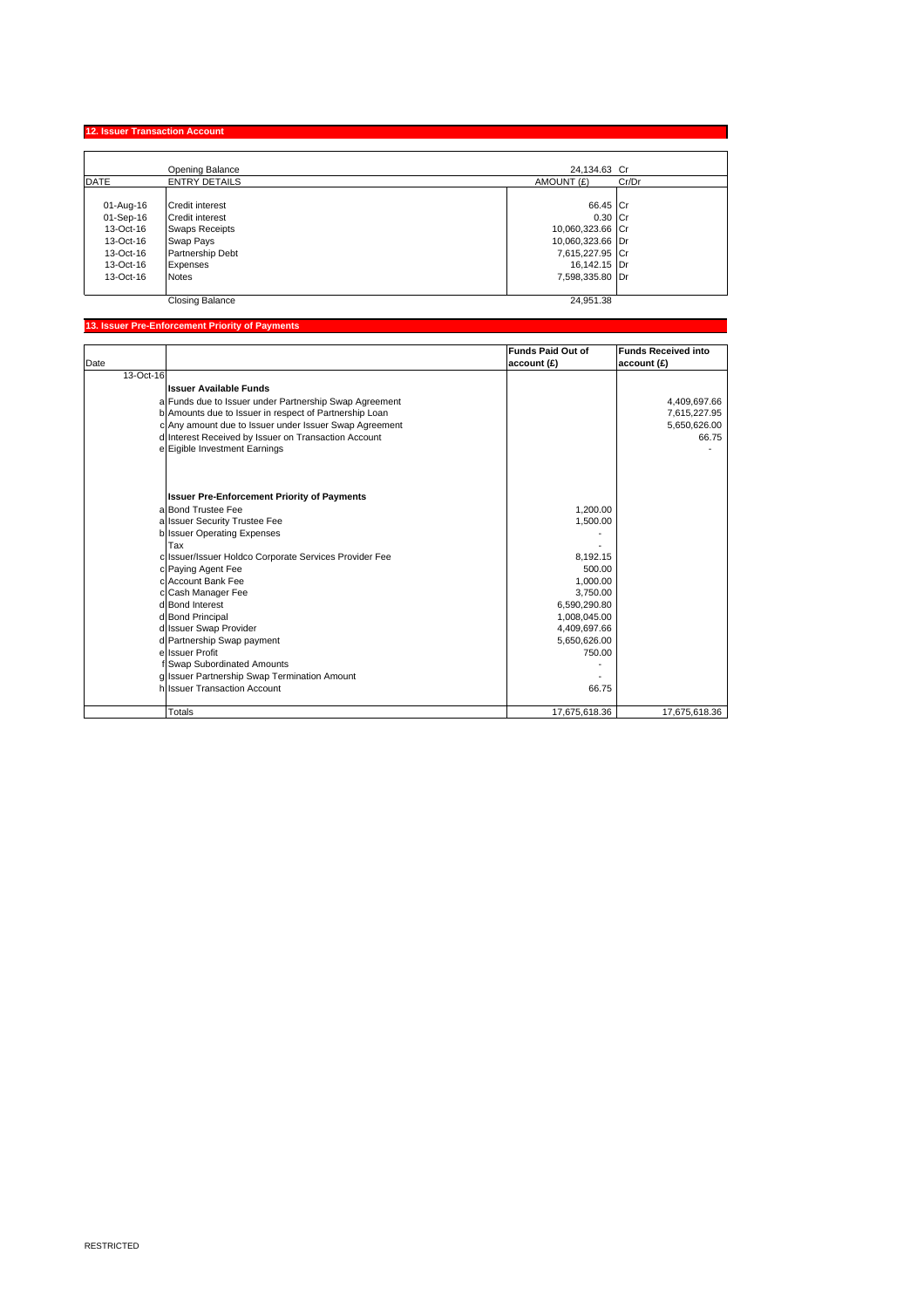## 12. Issuer Transaction Account

| DATE | ENTRY DETAILS | AMOUNT (£) | Cr/Dr |
|---|---|---|---|
| | Opening Balance | 24,134.63 | Cr |
| 01-Aug-16 | Credit interest | 66.45 | Cr |
| 01-Sep-16 | Credit interest | 0.30 | Cr |
| 13-Oct-16 | Swaps Receipts | 10,060,323.66 | Cr |
| 13-Oct-16 | Swap Pays | 10,060,323.66 | Dr |
| 13-Oct-16 | Partnership Debt | 7,615,227.95 | Cr |
| 13-Oct-16 | Expenses | 16,142.15 | Dr |
| 13-Oct-16 | Notes | 7,598,335.80 | Dr |
| | Closing Balance | 24,951.38 | |

## 13. Issuer Pre-Enforcement Priority of Payments

| Date | | | Funds Paid Out of account (£) | Funds Received into account (£) |
|---|---|---|---|---|
| 13-Oct-16 | | | | |
| | | **Issuer Available Funds** | | |
| | a | Funds due to Issuer under Partnership Swap Agreement | | 4,409,697.66 |
| | b | Amounts due to Issuer in respect of Partnership Loan | | 7,615,227.95 |
| | c | Any amount due to Issuer under Issuer Swap Agreement | | 5,650,626.00 |
| | d | Interest Received by Issuer on Transaction Account | | 66.75 |
| | e | Eigible Investment Earnings | | - |
| | | **Issuer Pre-Enforcement Priority of Payments** | | |
| | a | Bond Trustee Fee | 1,200.00 | |
| | a | Issuer Security Trustee Fee | 1,500.00 | |
| | b | Issuer Operating Expenses | - | |
| | | Tax | - | |
| | c | Issuer/Issuer Holdco Corporate Services Provider Fee | 8,192.15 | |
| | c | Paying Agent Fee | 500.00 | |
| | c | Account Bank Fee | 1,000.00 | |
| | c | Cash Manager Fee | 3,750.00 | |
| | d | Bond Interest | 6,590,290.80 | |
| | d | Bond Principal | 1,008,045.00 | |
| | d | Issuer Swap Provider | 4,409,697.66 | |
| | d | Partnership Swap payment | 5,650,626.00 | |
| | e | Issuer Profit | 750.00 | |
| | f | Swap Subordinated Amounts | - | |
| | g | Issuer Partnership Swap Termination Amount | - | |
| | h | Issuer Transaction Account | 66.75 | |
| | | Totals | 17,675,618.36 | 17,675,618.36 |

RESTRICTED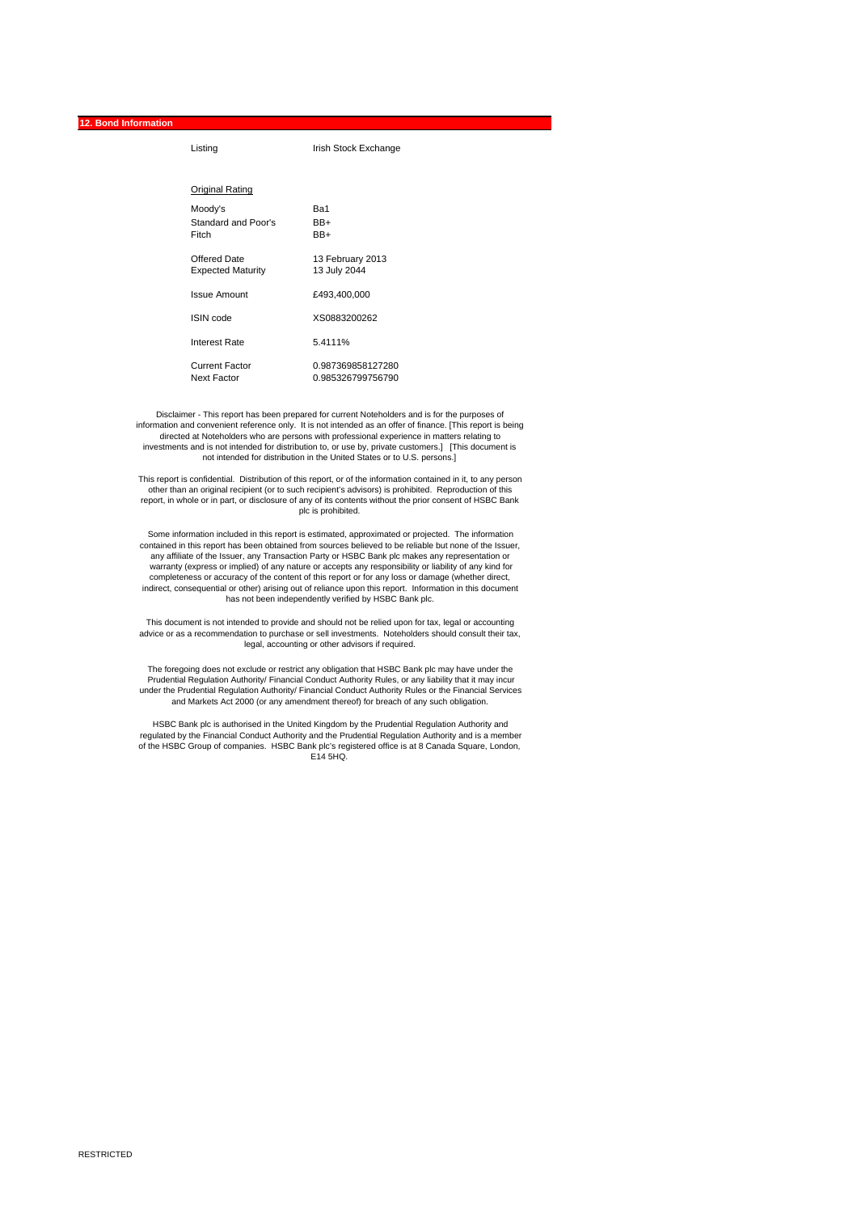## 12. Bond Information

| | |
|---|---|
| Listing | Irish Stock Exchange |

**Original Rating**

| | |
|---|---|
| Moody's | Ba1 |
| Standard and Poor's | BB+ |
| Fitch | BB+ |
| Offered Date | 13 February 2013 |
| Expected Maturity | 13 July 2044 |
| Issue Amount | £493,400,000 |
| ISIN code | XS0883200262 |
| Interest Rate | 5.4111% |
| Current Factor | 0.987369858127280 |
| Next Factor | 0.985326799756790 |

Disclaimer - This report has been prepared for current Noteholders and is for the purposes of information and convenient reference only. It is not intended as an offer of finance. [This report is being directed at Noteholders who are persons with professional experience in matters relating to investments and is not intended for distribution to, or use by, private customers.] [This document is not intended for distribution in the United States or to U.S. persons.]

This report is confidential. Distribution of this report, or of the information contained in it, to any person other than an original recipient (or to such recipient's advisors) is prohibited. Reproduction of this report, in whole or in part, or disclosure of any of its contents without the prior consent of HSBC Bank plc is prohibited.

Some information included in this report is estimated, approximated or projected. The information contained in this report has been obtained from sources believed to be reliable but none of the Issuer, any affiliate of the Issuer, any Transaction Party or HSBC Bank plc makes any representation or warranty (express or implied) of any nature or accepts any responsibility or liability of any kind for completeness or accuracy of the content of this report or for any loss or damage (whether direct, indirect, consequential or other) arising out of reliance upon this report. Information in this document has not been independently verified by HSBC Bank plc.

This document is not intended to provide and should not be relied upon for tax, legal or accounting advice or as a recommendation to purchase or sell investments. Noteholders should consult their tax, legal, accounting or other advisors if required.

The foregoing does not exclude or restrict any obligation that HSBC Bank plc may have under the Prudential Regulation Authority/ Financial Conduct Authority Rules, or any liability that it may incur under the Prudential Regulation Authority/ Financial Conduct Authority Rules or the Financial Services and Markets Act 2000 (or any amendment thereof) for breach of any such obligation.

HSBC Bank plc is authorised in the United Kingdom by the Prudential Regulation Authority and regulated by the Financial Conduct Authority and the Prudential Regulation Authority and is a member of the HSBC Group of companies. HSBC Bank plc's registered office is at 8 Canada Square, London, E14 5HQ.

RESTRICTED